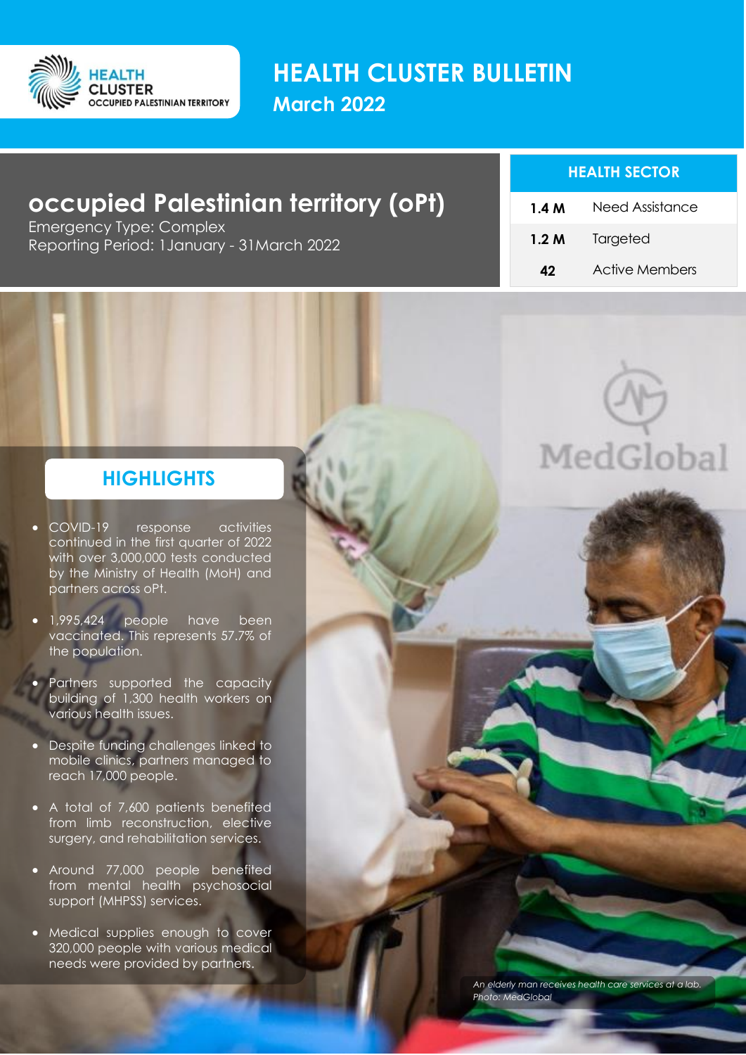HEALTH CLUSTER
OCCUPIED PALESTINIAN TERRITORY

# HEALTH CLUSTER BULLETIN

## March 2022

## occupied Palestinian territory (oPt)

Emergency Type: Complex
Reporting Period: 1January - 31March 2022

| HEALTH SECTOR | |
|---|---|
| 1.4 M | Need Assistance |
| 1.2 M | Targeted |
| 42 | Active Members |

## HIGHLIGHTS

- COVID-19 response activities continued in the first quarter of 2022 with over 3,000,000 tests conducted by the Ministry of Health (MoH) and partners across oPt.
- 1,995,424 people have been vaccinated. This represents 57.7% of the population.
- Partners supported the capacity building of 1,300 health workers on various health issues.
- Despite funding challenges linked to mobile clinics, partners managed to reach 17,000 people.
- A total of 7,600 patients benefited from limb reconstruction, elective surgery, and rehabilitation services.
- Around 77,000 people benefited from mental health psychosocial support (MHPSS) services.
- Medical supplies enough to cover 320,000 people with various medical needs were provided by partners.

*An elderly man receives health care services at a lab. Photo: MedGlobal*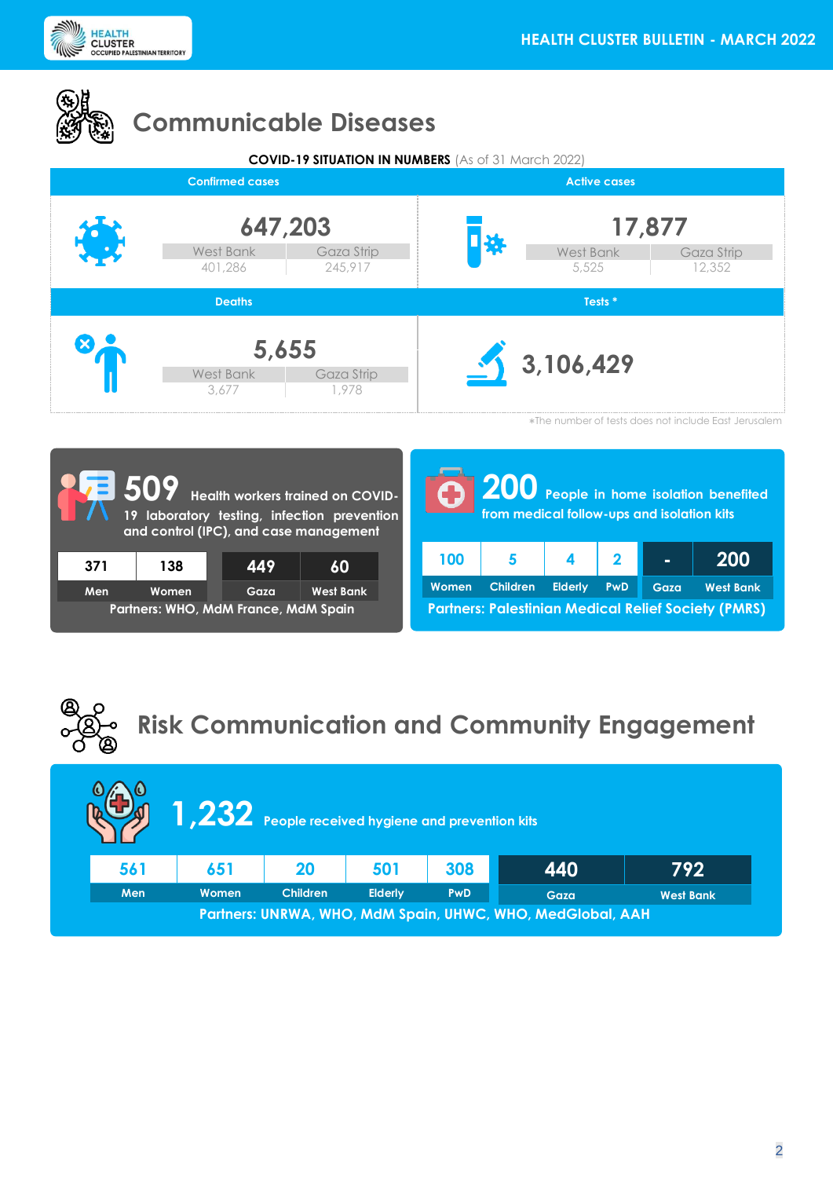# Communicable Diseases

**COVID-19 SITUATION IN NUMBERS** (As of 31 March 2022)

| Confirmed cases | | | Active cases | | |
|---|---|---|---|---|---|
| 647,203 | West Bank 401,286 | Gaza Strip 245,917 | 17,877 | West Bank 5,525 | Gaza Strip 12,352 |

| Deaths | | | Tests * |
|---|---|---|---|
| 5,655 | West Bank 3,677 | Gaza Strip 1,978 | 3,106,429 |

*The number of tests does not include East Jerusalem

**509** Health workers trained on COVID-19 laboratory testing, infection prevention and control (IPC), and case management

| Men | Women | Gaza | West Bank |
|---|---|---|---|
| 371 | 138 | 449 | 60 |

Partners: WHO, MdM France, MdM Spain

**200** People in home isolation benefited from medical follow-ups and isolation kits

| Women | Children | Elderly | PwD | Gaza | West Bank |
|---|---|---|---|---|---|
| 100 | 5 | 4 | 2 | - | 200 |

Partners: Palestinian Medical Relief Society (PMRS)

# Risk Communication and Community Engagement

**1,232** People received hygiene and prevention kits

| Men | Women | Children | Elderly | PwD | Gaza | West Bank |
|---|---|---|---|---|---|---|
| 561 | 651 | 20 | 501 | 308 | 440 | 792 |

Partners: UNRWA, WHO, MdM Spain, UHWC, WHO, MedGlobal, AAH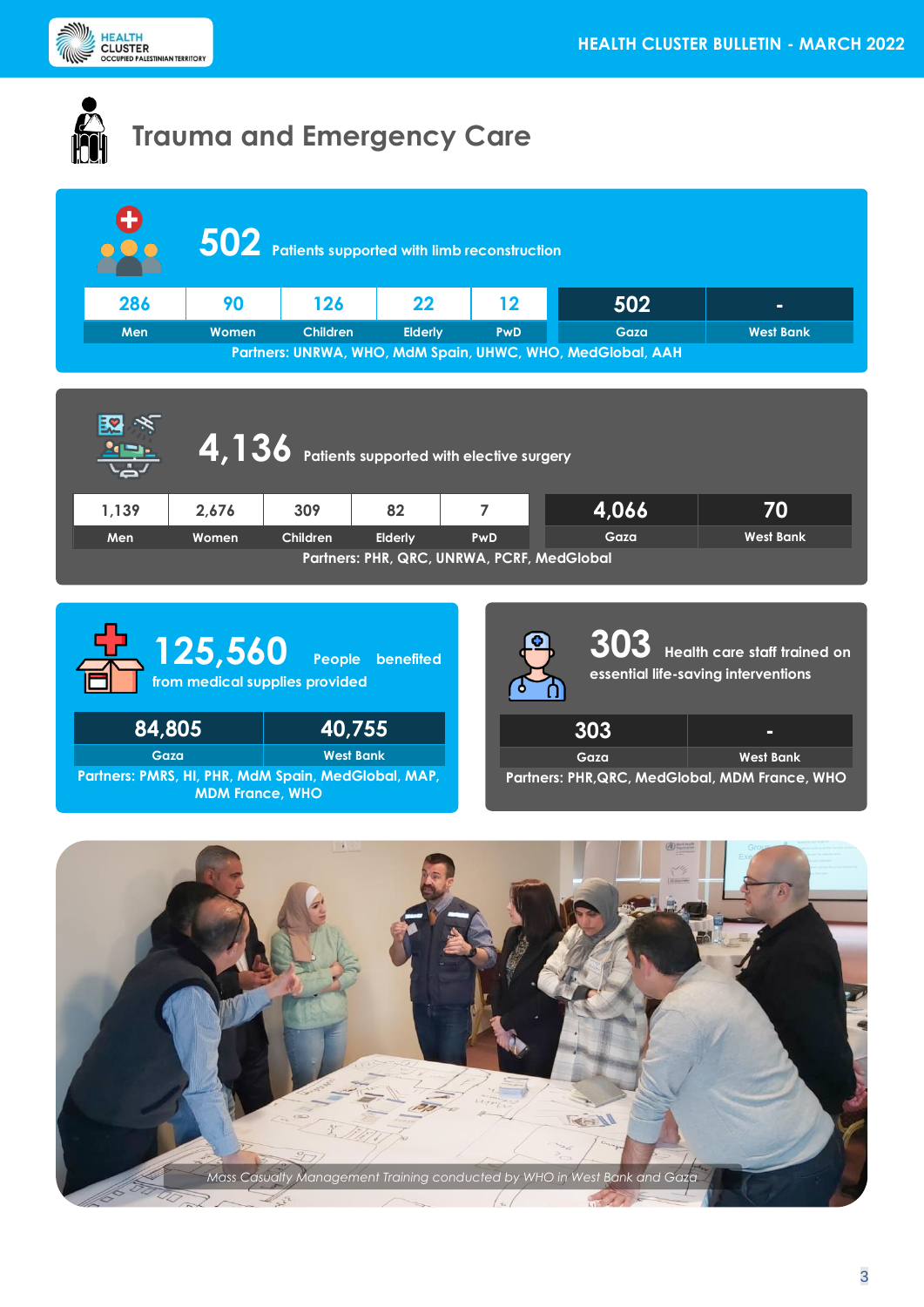# Trauma and Emergency Care

## 502 Patients supported with limb reconstruction

| Men | Women | Children | Elderly | PwD | Gaza | West Bank |
|---|---|---|---|---|---|---|
| 286 | 90 | 126 | 22 | 12 | 502 | - |

Partners: UNRWA, WHO, MdM Spain, UHWC, WHO, MedGlobal, AAH

## 4,136 Patients supported with elective surgery

| Men | Women | Children | Elderly | PwD | Gaza | West Bank |
|---|---|---|---|---|---|---|
| 1,139 | 2,676 | 309 | 82 | 7 | 4,066 | 70 |

Partners: PHR, QRC, UNRWA, PCRF, MedGlobal

## 125,560 People benefited from medical supplies provided

| Gaza | West Bank |
|---|---|
| 84,805 | 40,755 |

Partners: PMRS, HI, PHR, MdM Spain, MedGlobal, MAP, MDM France, WHO

## 303 Health care staff trained on essential life-saving interventions

| Gaza | West Bank |
|---|---|
| 303 | - |

Partners: PHR,QRC, MedGlobal, MDM France, WHO

*Mass Casualty Management Training conducted by WHO in West Bank and Gaza*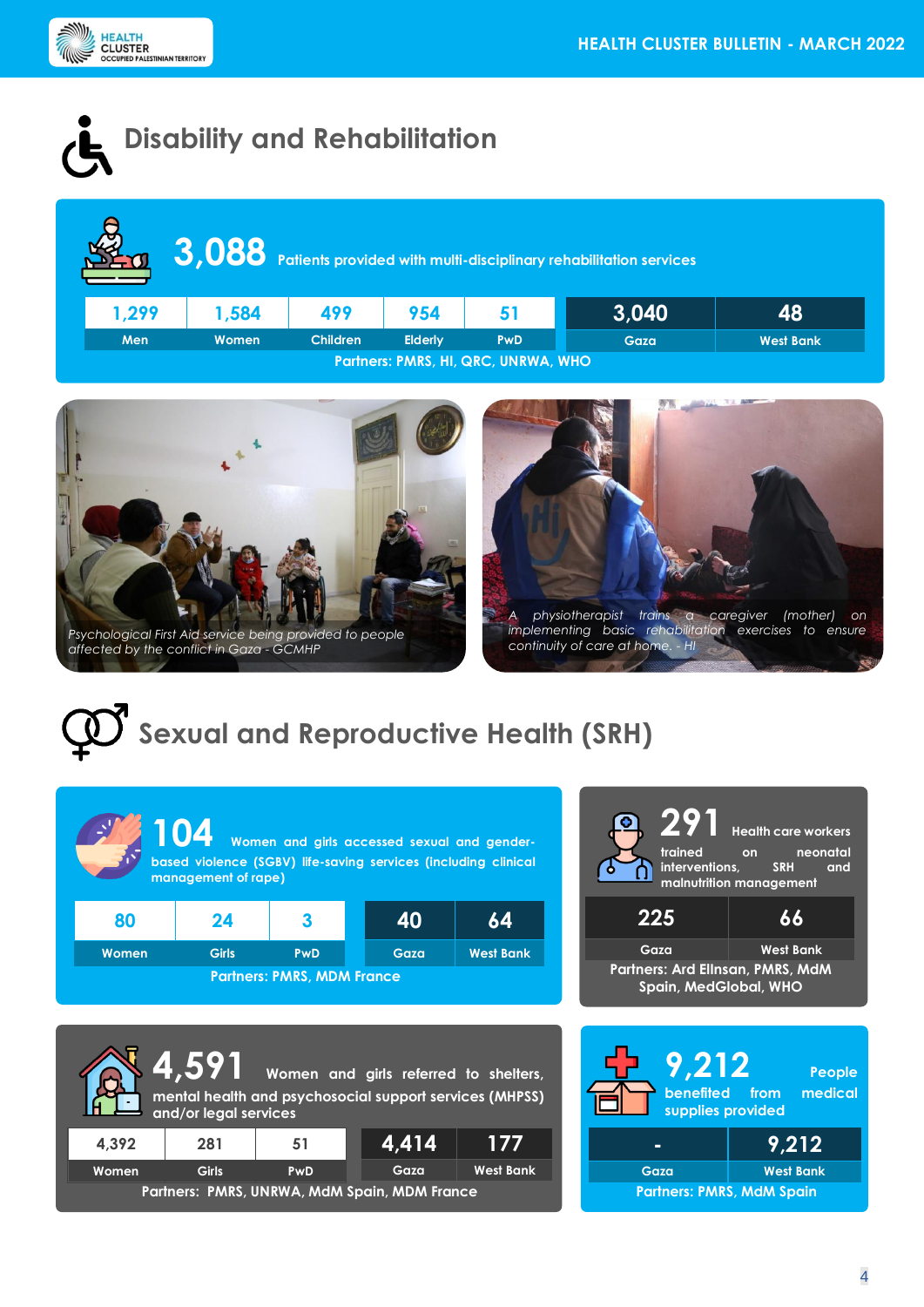# Disability and Rehabilitation

**3,088** Patients provided with multi-disciplinary rehabilitation services

| Men | Women | Children | Elderly | PwD | Gaza | West Bank |
|---|---|---|---|---|---|---|
| 1,299 | 1,584 | 499 | 954 | 51 | 3,040 | 48 |

Partners: PMRS, HI, QRC, UNRWA, WHO

*Psychological First Aid service being provided to people affected by the conflict in Gaza - GCMHP*

*A physiotherapist trains a caregiver (mother) on implementing basic rehabilitation exercises to ensure continuity of care at home. - HI*

# Sexual and Reproductive Health (SRH)

**104** Women and girls accessed sexual and gender-based violence (SGBV) life-saving services (including clinical management of rape)

| Women | Girls | PwD | Gaza | West Bank |
|---|---|---|---|---|
| 80 | 24 | 3 | 40 | 64 |

Partners: PMRS, MDM France

**291** Health care workers trained on neonatal interventions, SRH and malnutrition management

| Gaza | West Bank |
|---|---|
| 225 | 66 |

Partners: Ard Ellnsan, PMRS, MdM Spain, MedGlobal, WHO

**4,591** Women and girls referred to shelters, mental health and psychosocial support services (MHPSS) and/or legal services

| Women | Girls | PwD | Gaza | West Bank |
|---|---|---|---|---|
| 4,392 | 281 | 51 | 4,414 | 177 |

Partners: PMRS, UNRWA, MdM Spain, MDM France

**9,212** People benefited from medical supplies provided

| Gaza | West Bank |
|---|---|
| - | 9,212 |

Partners: PMRS, MdM Spain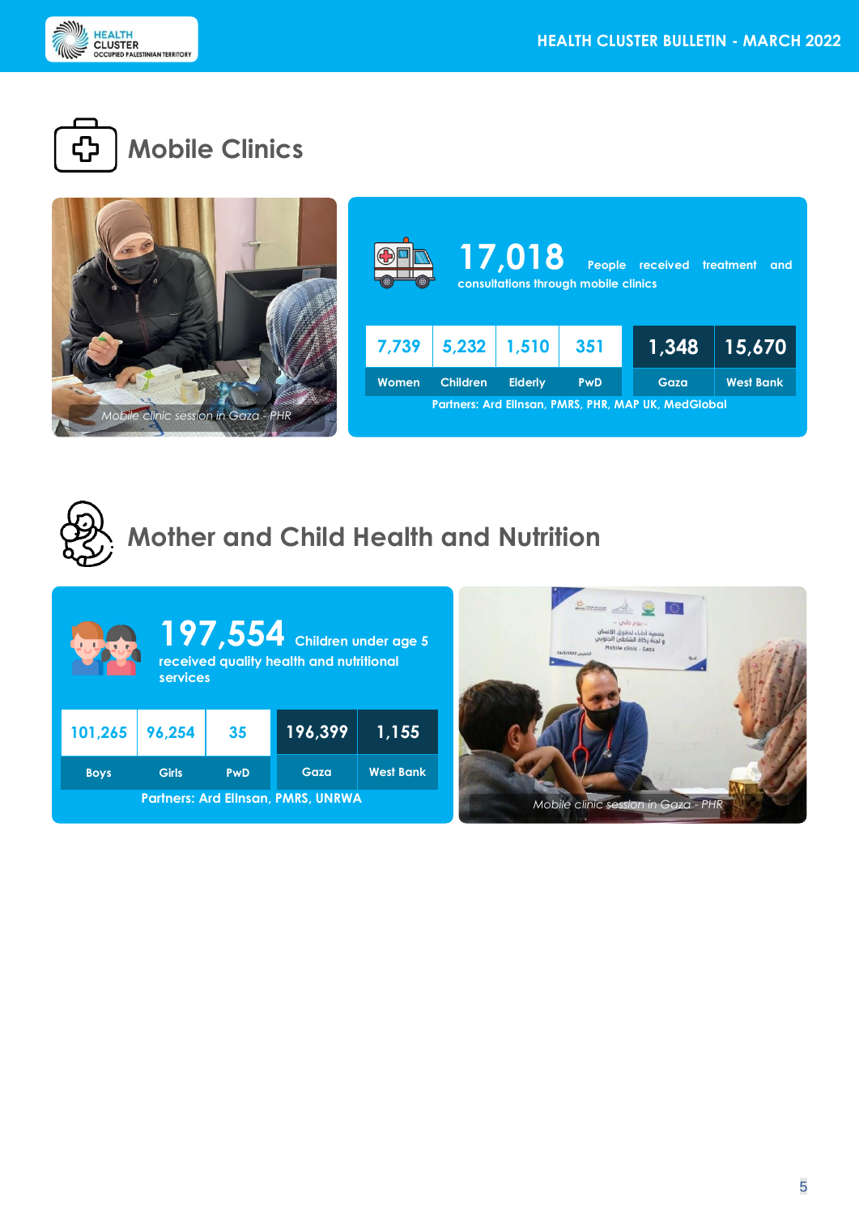## Mobile Clinics

*Mobile clinic session in Gaza - PHR*

**17,018** People received treatment and consultations through mobile clinics

| Women | Children | Elderly | PwD | Gaza | West Bank |
|---|---|---|---|---|---|
| 7,739 | 5,232 | 1,510 | 351 | 1,348 | 15,670 |

Partners: Ard Elinsan, PMRS, PHR, MAP UK, MedGlobal

## Mother and Child Health and Nutrition

**197,554** Children under age 5 received quality health and nutritional services

| Boys | Girls | PwD | Gaza | West Bank |
|---|---|---|---|---|
| 101,265 | 96,254 | 35 | 196,399 | 1,155 |

Partners: Ard Elinsan, PMRS, UNRWA

*Mobile clinic session in Gaza - PHR*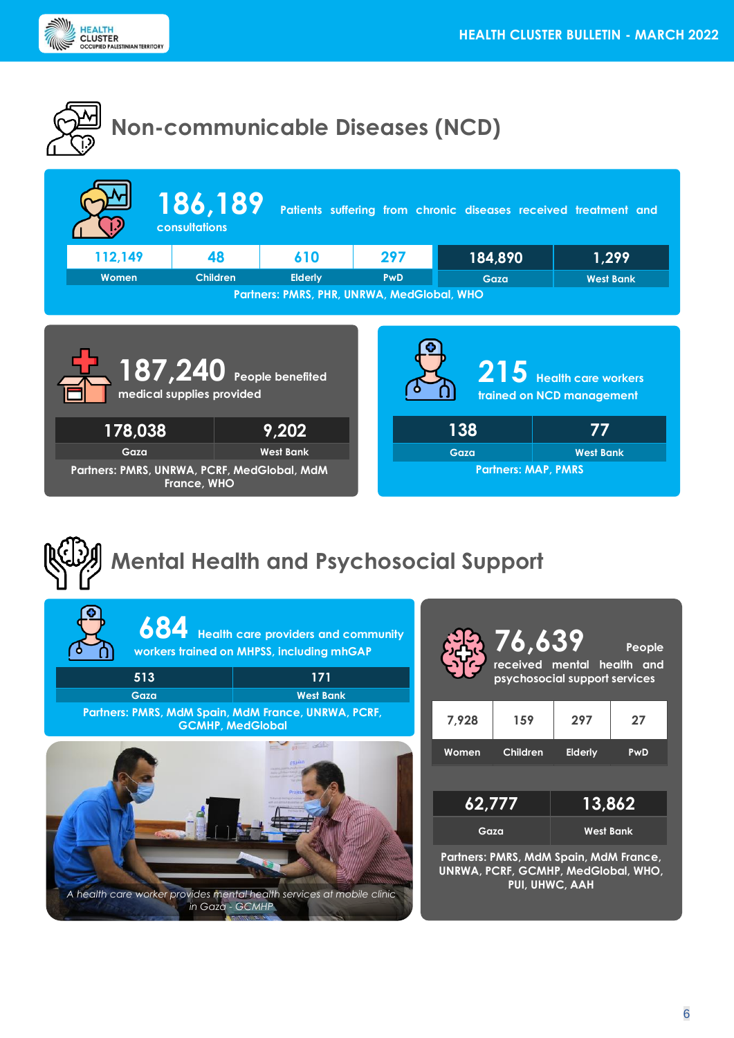# Non-communicable Diseases (NCD)

**186,189** Patients suffering from chronic diseases received treatment and consultations

| Women | Children | Elderly | PwD | Gaza | West Bank |
|---|---|---|---|---|---|
| 112,149 | 48 | 610 | 297 | 184,890 | 1,299 |

Partners: PMRS, PHR, UNRWA, MedGlobal, WHO

**187,240** People benefited medical supplies provided

| Gaza | West Bank |
|---|---|
| 178,038 | 9,202 |

Partners: PMRS, UNRWA, PCRF, MedGlobal, MdM France, WHO

**215** Health care workers trained on NCD management

| Gaza | West Bank |
|---|---|
| 138 | 77 |

Partners: MAP, PMRS

# Mental Health and Psychosocial Support

**684** Health care providers and community workers trained on MHPSS, including mhGAP

| Gaza | West Bank |
|---|---|
| 513 | 171 |

Partners: PMRS, MdM Spain, MdM France, UNRWA, PCRF, GCMHP, MedGlobal

A health care worker provides mental health services at mobile clinic in Gaza - GCMHP

**76,639** People received mental health and psychosocial support services

| Women | Children | Elderly | PwD |
|---|---|---|---|
| 7,928 | 159 | 297 | 27 |

| Gaza | West Bank |
|---|---|
| 62,777 | 13,862 |

Partners: PMRS, MdM Spain, MdM France, UNRWA, PCRF, GCMHP, MedGlobal, WHO, PUI, UHWC, AAH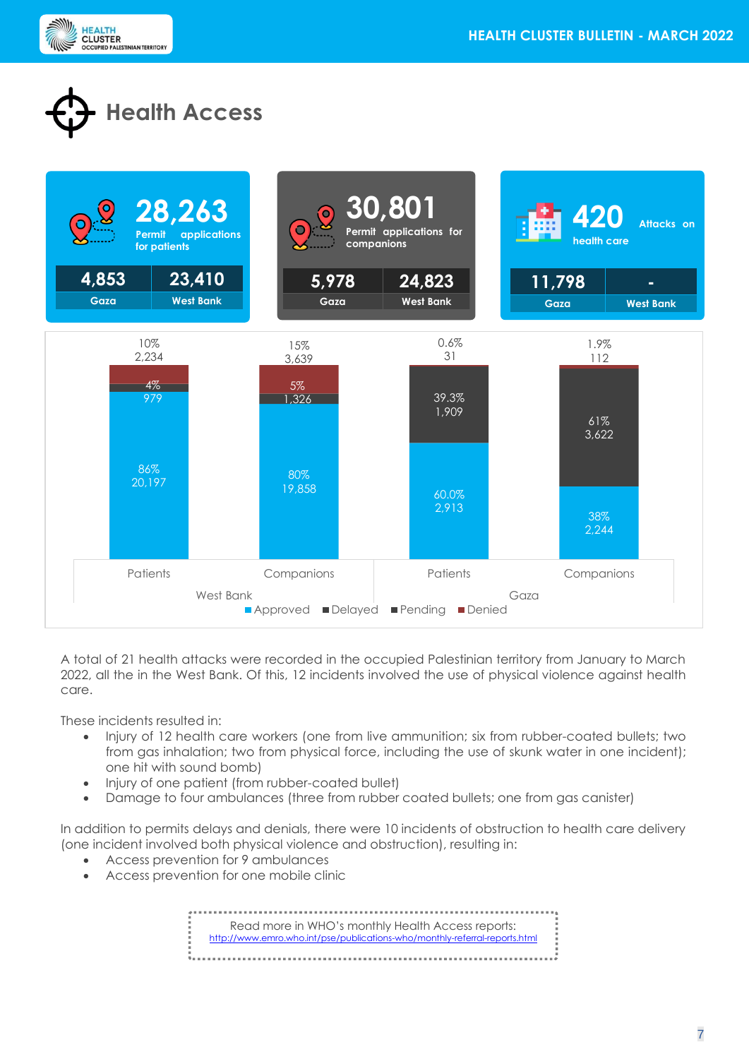# Health Access

**28,263** Permit applications for patients

| 4,853 | 23,410 |
|---|---|
| Gaza | West Bank |

**30,801** Permit applications for companions

| 5,978 | 24,823 |
|---|---|
| Gaza | West Bank |

**420** health care Attacks on

| 11,798 | - |
|---|---|
| Gaza | West Bank |

10%
2,234
4%
979
86%
20,197

15%
3,639
5%
1,326
80%
19,858

0.6%
31
39.3%
1,909
60.0%
2,913

1.9%
112
61%
3,622
38%
2,244

Patients
Companions
West Bank
Patients
Companions
Gaza

Approved
Delayed
Pending
Denied

A total of 21 health attacks were recorded in the occupied Palestinian territory from January to March 2022, all the in the West Bank. Of this, 12 incidents involved the use of physical violence against health care.

These incidents resulted in:

- Injury of 12 health care workers (one from live ammunition; six from rubber-coated bullets; two from gas inhalation; two from physical force, including the use of skunk water in one incident); one hit with sound bomb)
- Injury of one patient (from rubber-coated bullet)
- Damage to four ambulances (three from rubber coated bullets; one from gas canister)

In addition to permits delays and denials, there were 10 incidents of obstruction to health care delivery (one incident involved both physical violence and obstruction), resulting in:

- Access prevention for 9 ambulances
- Access prevention for one mobile clinic

Read more in WHO's monthly Health Access reports:
http://www.emro.who.int/pse/publications-who/monthly-referral-reports.html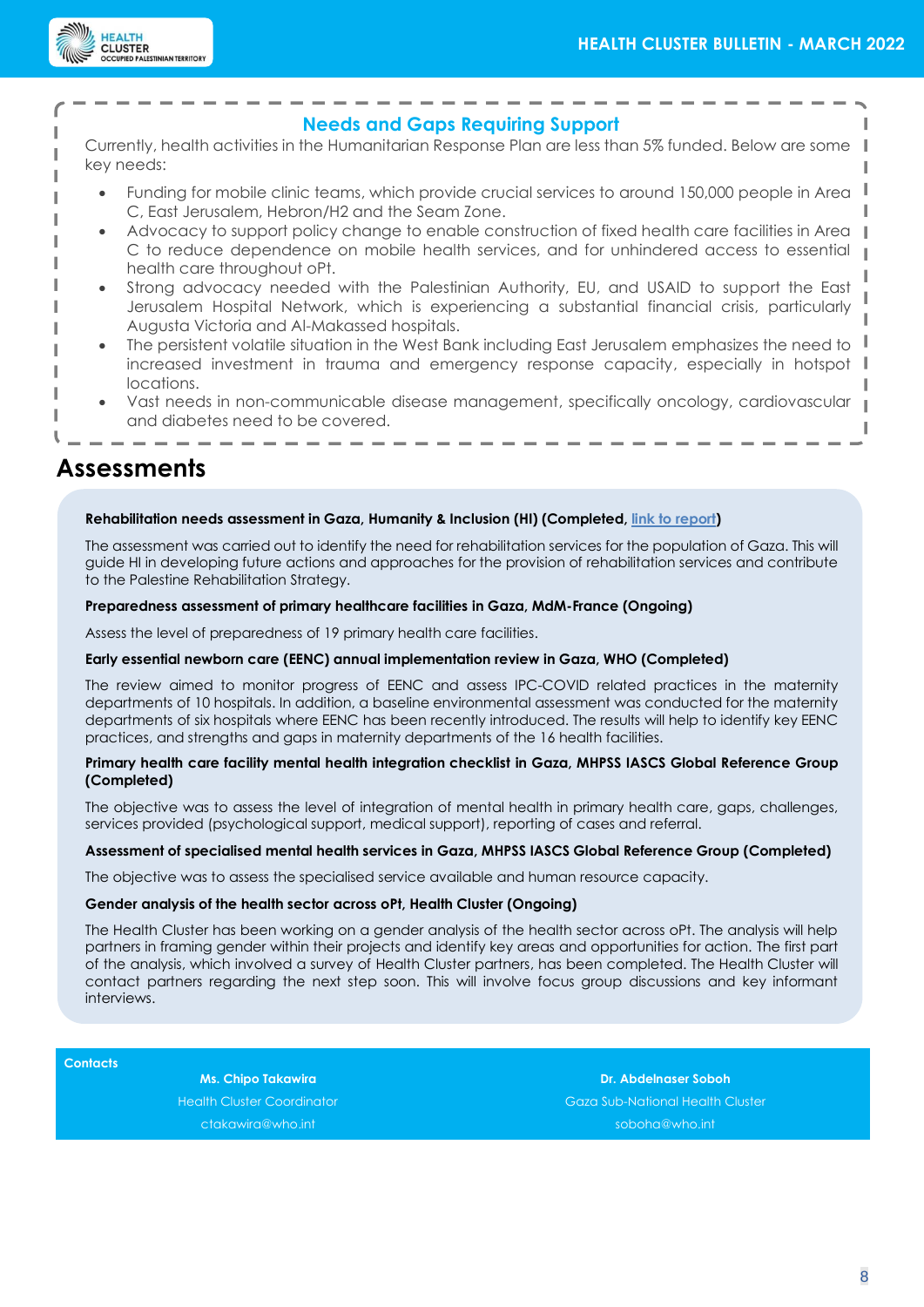## Needs and Gaps Requiring Support

Currently, health activities in the Humanitarian Response Plan are less than 5% funded. Below are some key needs:

- Funding for mobile clinic teams, which provide crucial services to around 150,000 people in Area C, East Jerusalem, Hebron/H2 and the Seam Zone.
- Advocacy to support policy change to enable construction of fixed health care facilities in Area C to reduce dependence on mobile health services, and for unhindered access to essential health care throughout oPt.
- Strong advocacy needed with the Palestinian Authority, EU, and USAID to support the East Jerusalem Hospital Network, which is experiencing a substantial financial crisis, particularly Augusta Victoria and Al-Makassed hospitals.
- The persistent volatile situation in the West Bank including East Jerusalem emphasizes the need to increased investment in trauma and emergency response capacity, especially in hotspot locations.
- Vast needs in non-communicable disease management, specifically oncology, cardiovascular and diabetes need to be covered.

# Assessments

**Rehabilitation needs assessment in Gaza, Humanity & Inclusion (HI) (Completed, link to report)**

The assessment was carried out to identify the need for rehabilitation services for the population of Gaza. This will guide HI in developing future actions and approaches for the provision of rehabilitation services and contribute to the Palestine Rehabilitation Strategy.

**Preparedness assessment of primary healthcare facilities in Gaza, MdM-France (Ongoing)**

Assess the level of preparedness of 19 primary health care facilities.

**Early essential newborn care (EENC) annual implementation review in Gaza, WHO (Completed)**

The review aimed to monitor progress of EENC and assess IPC-COVID related practices in the maternity departments of 10 hospitals. In addition, a baseline environmental assessment was conducted for the maternity departments of six hospitals where EENC has been recently introduced. The results will help to identify key EENC practices, and strengths and gaps in maternity departments of the 16 health facilities.

**Primary health care facility mental health integration checklist in Gaza, MHPSS IASCS Global Reference Group (Completed)**

The objective was to assess the level of integration of mental health in primary health care, gaps, challenges, services provided (psychological support, medical support), reporting of cases and referral.

**Assessment of specialised mental health services in Gaza, MHPSS IASCS Global Reference Group (Completed)**

The objective was to assess the specialised service available and human resource capacity.

**Gender analysis of the health sector across oPt, Health Cluster (Ongoing)**

The Health Cluster has been working on a gender analysis of the health sector across oPt. The analysis will help partners in framing gender within their projects and identify key areas and opportunities for action. The first part of the analysis, which involved a survey of Health Cluster partners, has been completed. The Health Cluster will contact partners regarding the next step soon. This will involve focus group discussions and key informant interviews.

**Contacts**

**Ms. Chipo Takawira**
Health Cluster Coordinator
ctakawira@who.int

**Dr. Abdelnaser Soboh**
Gaza Sub-National Health Cluster
soboha@who.int